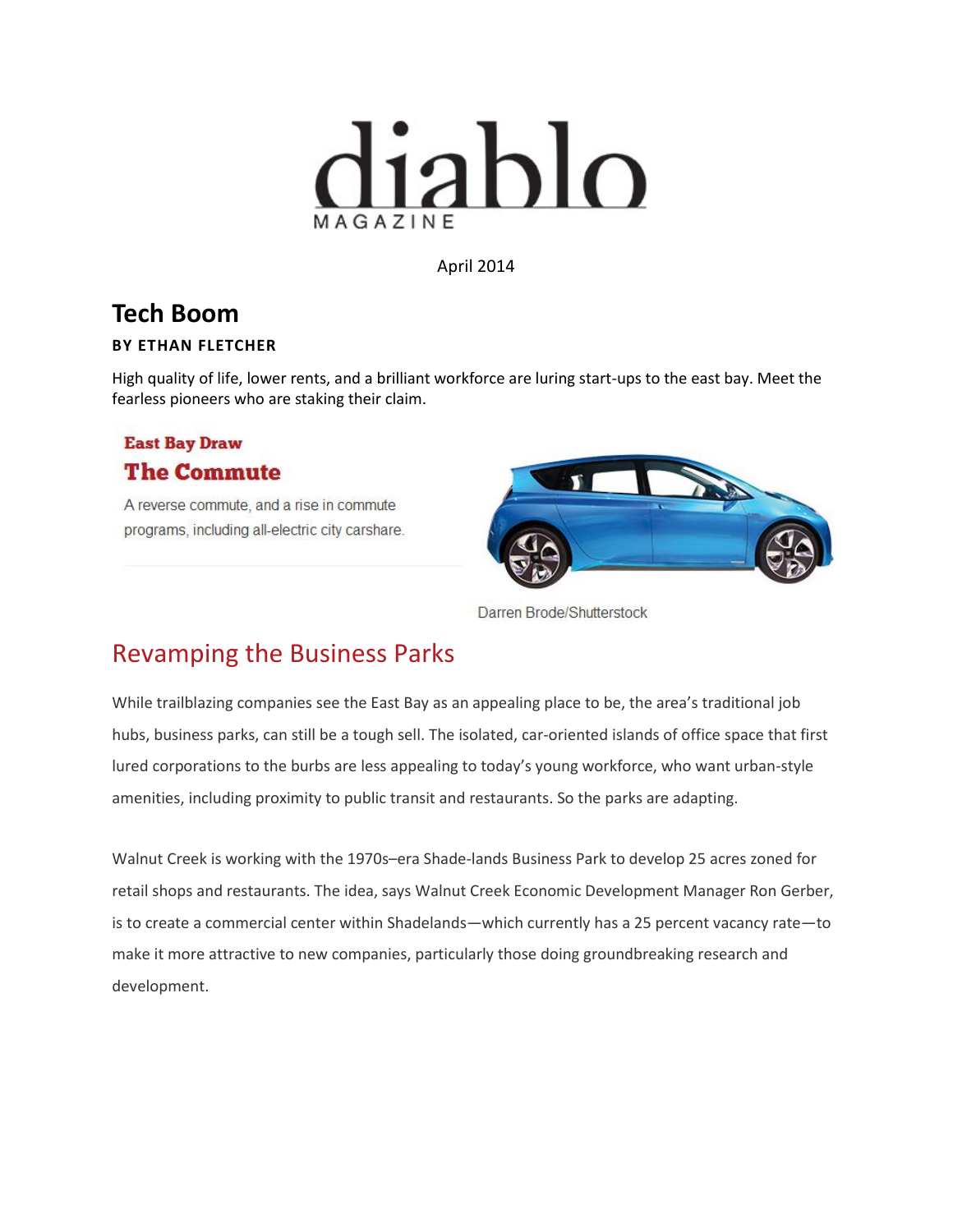diablo

MAGAZINE

April 2014

# Tech Boom

**BY ETHAN FLETCHER**

High quality of life, lower rents, and a brilliant workforce are luring start-ups to the east bay. Meet the fearless pioneers who are staking their claim.

**East Bay Draw**

### The Commute

A reverse commute, and a rise in commute programs, including all-electric city carshare.

Darren Brode/Shutterstock

## Revamping the Business Parks

While trailblazing companies see the East Bay as an appealing place to be, the area's traditional job hubs, business parks, can still be a tough sell. The isolated, car-oriented islands of office space that first lured corporations to the burbs are less appealing to today's young workforce, who want urban-style amenities, including proximity to public transit and restaurants. So the parks are adapting.

Walnut Creek is working with the 1970s–era Shade-lands Business Park to develop 25 acres zoned for retail shops and restaurants. The idea, says Walnut Creek Economic Development Manager Ron Gerber, is to create a commercial center within Shadelands—which currently has a 25 percent vacancy rate—to make it more attractive to new companies, particularly those doing groundbreaking research and development.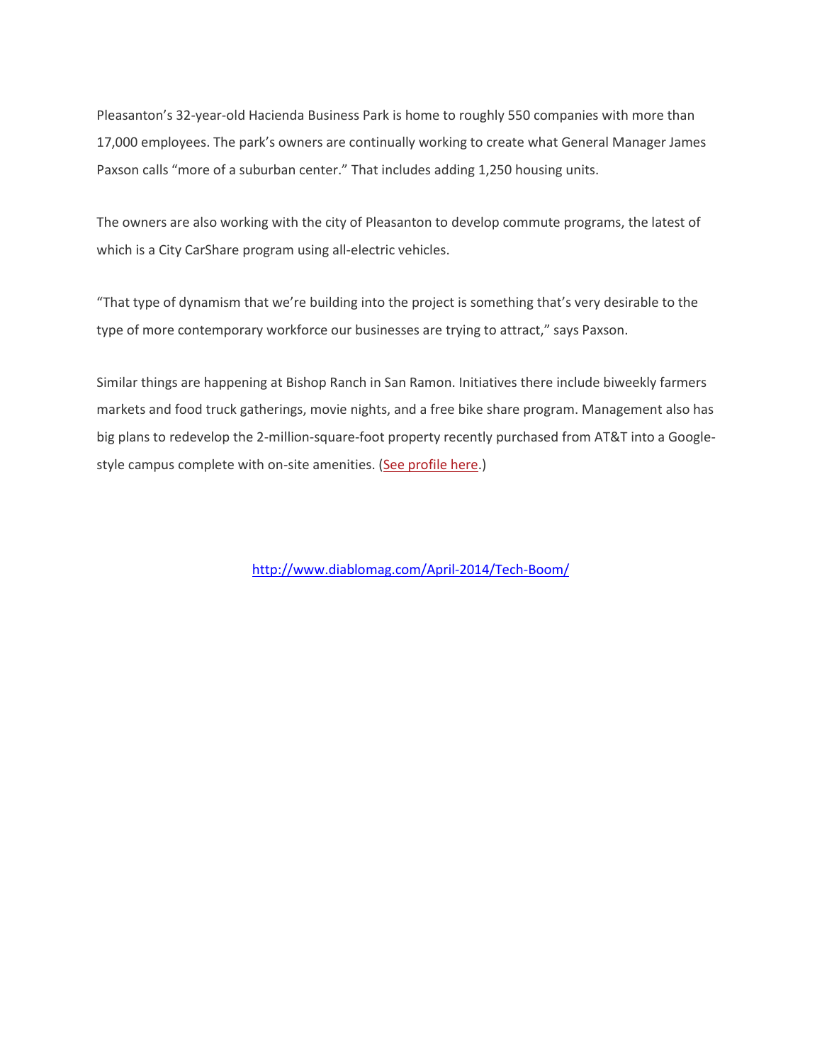Pleasanton's 32-year-old Hacienda Business Park is home to roughly 550 companies with more than 17,000 employees. The park's owners are continually working to create what General Manager James Paxson calls "more of a suburban center." That includes adding 1,250 housing units.

The owners are also working with the city of Pleasanton to develop commute programs, the latest of which is a City CarShare program using all-electric vehicles.

"That type of dynamism that we're building into the project is something that's very desirable to the type of more contemporary workforce our businesses are trying to attract," says Paxson.

Similar things are happening at Bishop Ranch in San Ramon. Initiatives there include biweekly farmers markets and food truck gatherings, movie nights, and a free bike share program. Management also has big plans to redevelop the 2-million-square-foot property recently purchased from AT&T into a Google-style campus complete with on-site amenities. (See profile here.)

http://www.diablomag.com/April-2014/Tech-Boom/